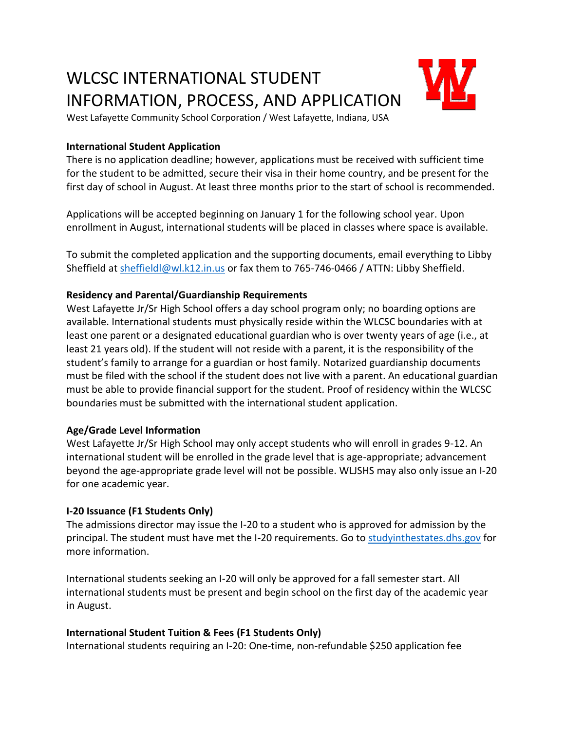# WLCSC INTERNATIONAL STUDENT INFORMATION, PROCESS, AND APPLICATION

West Lafayette Community School Corporation / West Lafayette, Indiana, USA

**International Student Application**

There is no application deadline; however, applications must be received with sufficient time for the student to be admitted, secure their visa in their home country, and be present for the first day of school in August. At least three months prior to the start of school is recommended.

Applications will be accepted beginning on January 1 for the following school year. Upon enrollment in August, international students will be placed in classes where space is available.

To submit the completed application and the supporting documents, email everything to Libby Sheffield at [sheffieldl@wl.k12.in.us](mailto:sheffieldl@wl.k12.in.us) or fax them to 765-746-0466 / ATTN: Libby Sheffield.

**Residency and Parental/Guardianship Requirements**

West Lafayette Jr/Sr High School offers a day school program only; no boarding options are available. International students must physically reside within the WLCSC boundaries with at least one parent or a designated educational guardian who is over twenty years of age (i.e., at least 21 years old). If the student will not reside with a parent, it is the responsibility of the student's family to arrange for a guardian or host family. Notarized guardianship documents must be filed with the school if the student does not live with a parent. An educational guardian must be able to provide financial support for the student. Proof of residency within the WLCSC boundaries must be submitted with the international student application.

**Age/Grade Level Information**

West Lafayette Jr/Sr High School may only accept students who will enroll in grades 9-12. An international student will be enrolled in the grade level that is age-appropriate; advancement beyond the age-appropriate grade level will not be possible. WLJSHS may also only issue an I-20 for one academic year.

**I-20 Issuance (F1 Students Only)**

The admissions director may issue the I-20 to a student who is approved for admission by the principal. The student must have met the I-20 requirements. Go to [studyinthestates.dhs.gov](https://studyinthestates.dhs.gov) for more information.

International students seeking an I-20 will only be approved for a fall semester start. All international students must be present and begin school on the first day of the academic year in August.

**International Student Tuition & Fees (F1 Students Only)**

International students requiring an I-20: One-time, non-refundable $250 application fee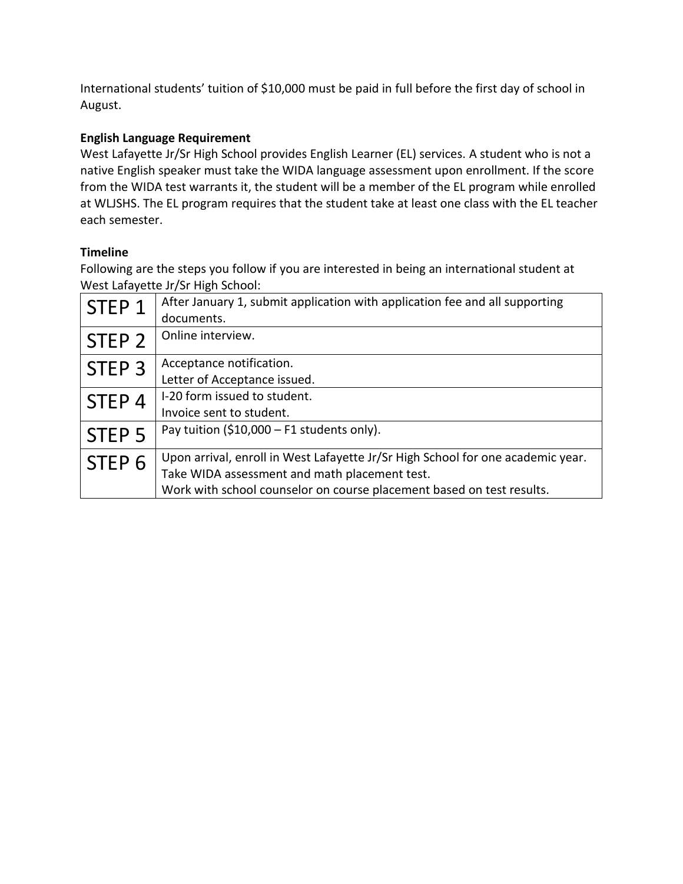International students' tuition of $10,000 must be paid in full before the first day of school in August.

**English Language Requirement**

West Lafayette Jr/Sr High School provides English Learner (EL) services. A student who is not a native English speaker must take the WIDA language assessment upon enrollment. If the score from the WIDA test warrants it, the student will be a member of the EL program while enrolled at WLJSHS. The EL program requires that the student take at least one class with the EL teacher each semester.

**Timeline**

Following are the steps you follow if you are interested in being an international student at West Lafayette Jr/Sr High School:

| | |
|---|---|
| STEP 1 | After January 1, submit application with application fee and all supporting documents. |
| STEP 2 | Online interview. |
| STEP 3 | Acceptance notification.<br>Letter of Acceptance issued. |
| STEP 4 | I-20 form issued to student.<br>Invoice sent to student. |
| STEP 5 | Pay tuition ($10,000 – F1 students only). |
| STEP 6 | Upon arrival, enroll in West Lafayette Jr/Sr High School for one academic year.<br>Take WIDA assessment and math placement test.<br>Work with school counselor on course placement based on test results. |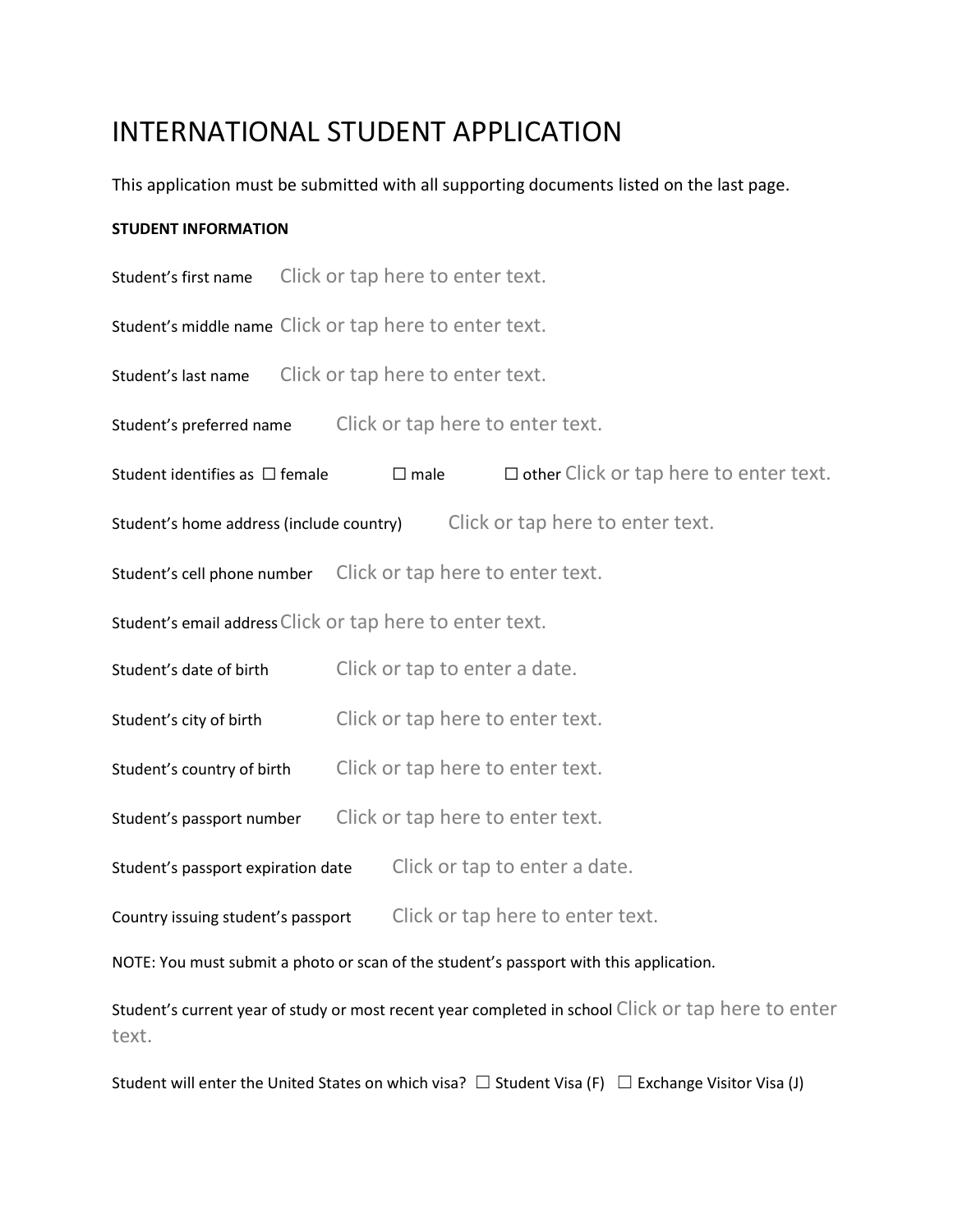# INTERNATIONAL STUDENT APPLICATION

This application must be submitted with all supporting documents listed on the last page.

**STUDENT INFORMATION**

Student's first name Click or tap here to enter text.

Student's middle name Click or tap here to enter text.

Student's last name Click or tap here to enter text.

Student's preferred name Click or tap here to enter text.

Student identifies as ☐ female ☐ male ☐ other Click or tap here to enter text.

Student's home address (include country) Click or tap here to enter text.

Student's cell phone number Click or tap here to enter text.

Student's email address Click or tap here to enter text.

Student's date of birth Click or tap to enter a date.

Student's city of birth Click or tap here to enter text.

Student's country of birth Click or tap here to enter text.

Student's passport number Click or tap here to enter text.

Student's passport expiration date Click or tap to enter a date.

Country issuing student's passport Click or tap here to enter text.

NOTE: You must submit a photo or scan of the student's passport with this application.

Student's current year of study or most recent year completed in school Click or tap here to enter text.

Student will enter the United States on which visa? ☐ Student Visa (F) ☐ Exchange Visitor Visa (J)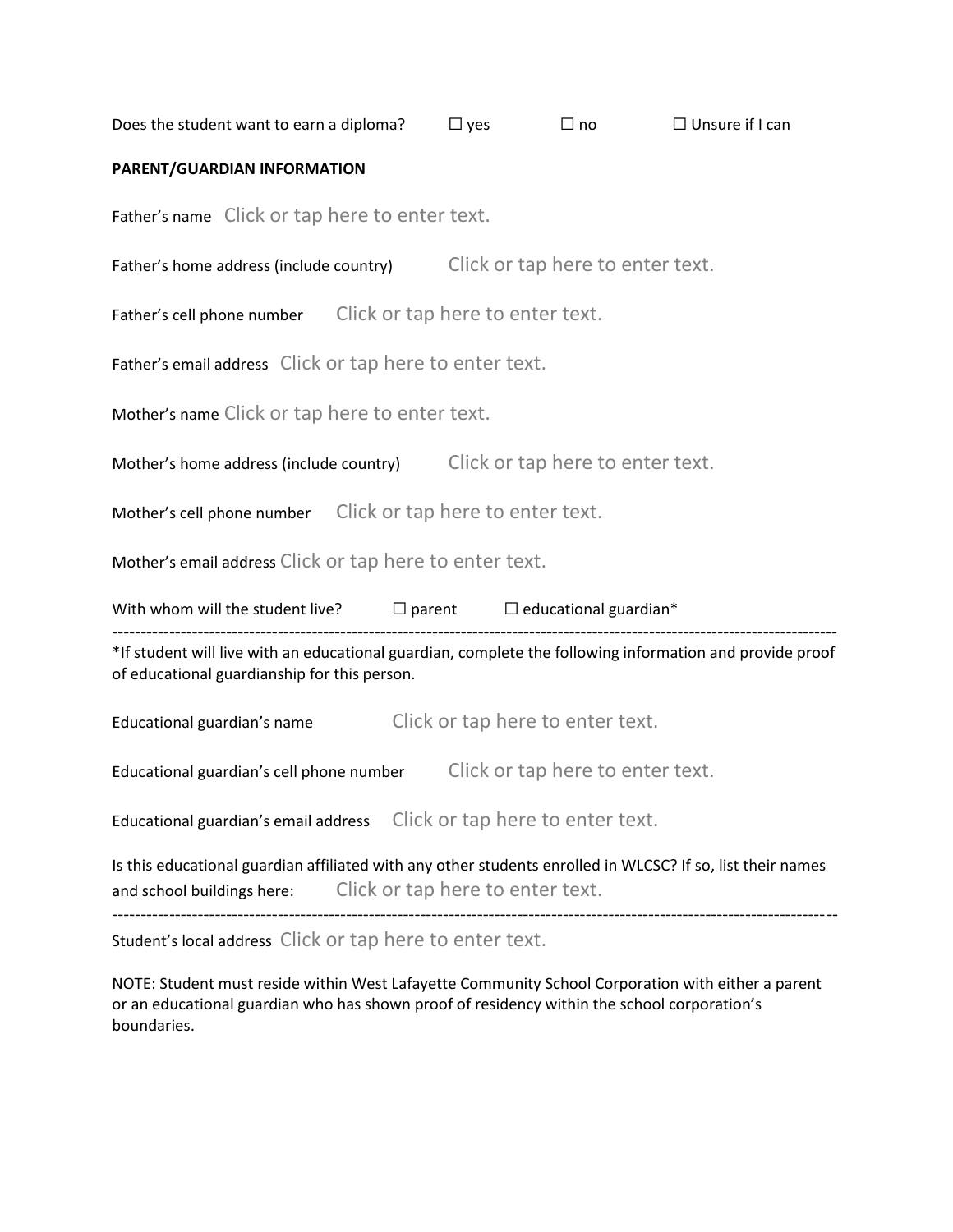Does the student want to earn a diploma? ☐ yes ☐ no ☐ Unsure if I can

**PARENT/GUARDIAN INFORMATION**

Father's name Click or tap here to enter text.

Father's home address (include country) Click or tap here to enter text.

Father's cell phone number Click or tap here to enter text.

Father's email address Click or tap here to enter text.

Mother's name Click or tap here to enter text.

Mother's home address (include country) Click or tap here to enter text.

Mother's cell phone number Click or tap here to enter text.

Mother's email address Click or tap here to enter text.

With whom will the student live? ☐ parent ☐ educational guardian*

---

*If student will live with an educational guardian, complete the following information and provide proof of educational guardianship for this person.

Educational guardian's name Click or tap here to enter text.

Educational guardian's cell phone number Click or tap here to enter text.

Educational guardian's email address Click or tap here to enter text.

Is this educational guardian affiliated with any other students enrolled in WLCSC? If so, list their names and school buildings here: Click or tap here to enter text.

---

Student's local address Click or tap here to enter text.

NOTE: Student must reside within West Lafayette Community School Corporation with either a parent or an educational guardian who has shown proof of residency within the school corporation's boundaries.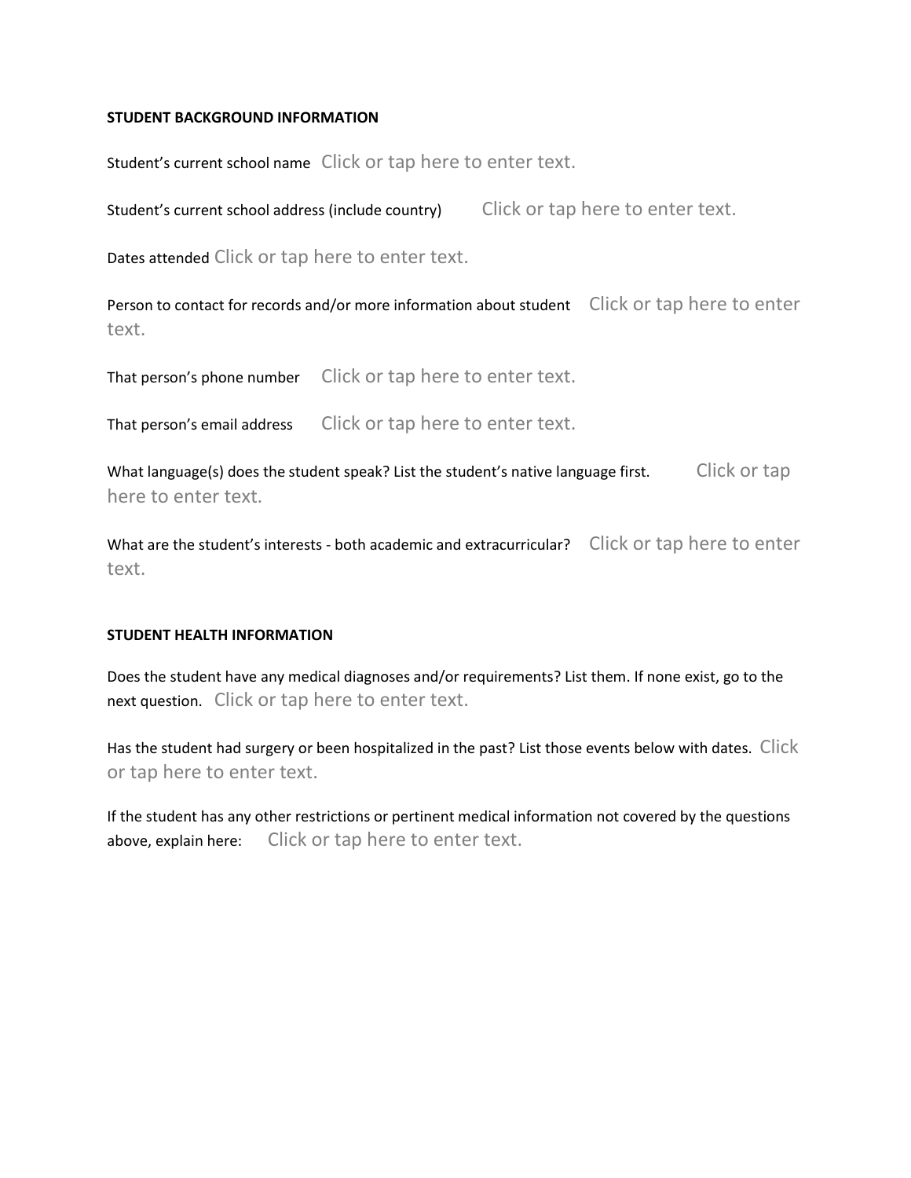**STUDENT BACKGROUND INFORMATION**

Student's current school name Click or tap here to enter text.

Student's current school address (include country) Click or tap here to enter text.

Dates attended Click or tap here to enter text.

Person to contact for records and/or more information about student Click or tap here to enter text.

That person's phone number Click or tap here to enter text.

That person's email address Click or tap here to enter text.

What language(s) does the student speak? List the student's native language first. Click or tap here to enter text.

What are the student's interests - both academic and extracurricular? Click or tap here to enter text.

**STUDENT HEALTH INFORMATION**

Does the student have any medical diagnoses and/or requirements? List them. If none exist, go to the next question. Click or tap here to enter text.

Has the student had surgery or been hospitalized in the past? List those events below with dates. Click or tap here to enter text.

If the student has any other restrictions or pertinent medical information not covered by the questions above, explain here: Click or tap here to enter text.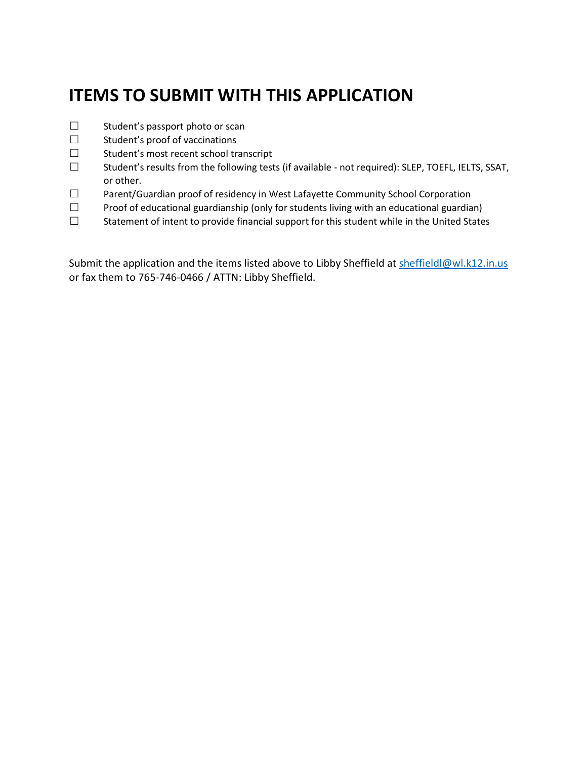# ITEMS TO SUBMIT WITH THIS APPLICATION

- ☐ Student's passport photo or scan
- ☐ Student's proof of vaccinations
- ☐ Student's most recent school transcript
- ☐ Student's results from the following tests (if available - not required): SLEP, TOEFL, IELTS, SSAT, or other.
- ☐ Parent/Guardian proof of residency in West Lafayette Community School Corporation
- ☐ Proof of educational guardianship (only for students living with an educational guardian)
- ☐ Statement of intent to provide financial support for this student while in the United States

Submit the application and the items listed above to Libby Sheffield at sheffieldl@wl.k12.in.us or fax them to 765-746-0466 / ATTN: Libby Sheffield.